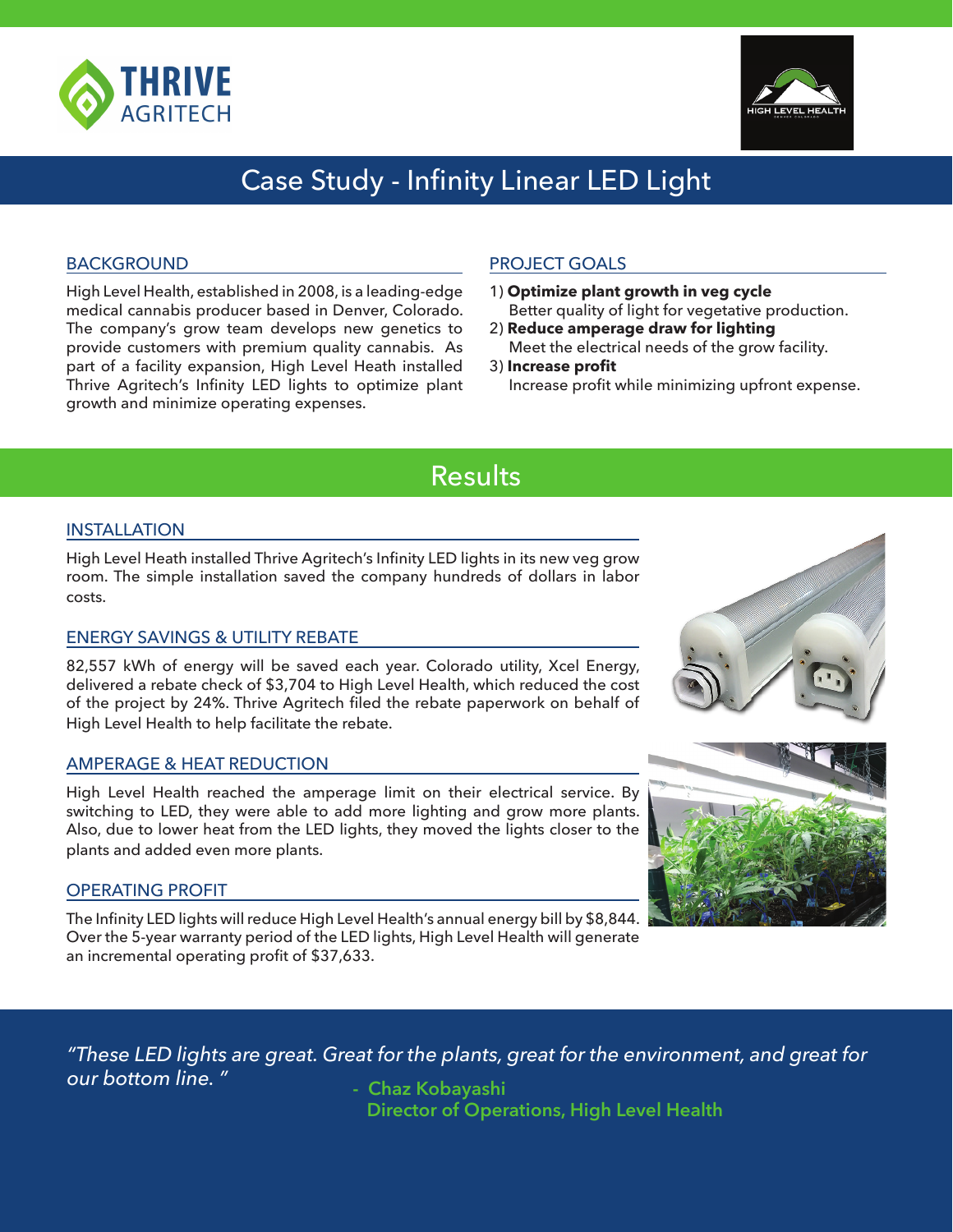THRIVE AGRITECH

HIGH LEVEL HEALTH

# Case Study - Infinity Linear LED Light

## BACKGROUND

High Level Health, established in 2008, is a leading-edge medical cannabis producer based in Denver, Colorado. The company's grow team develops new genetics to provide customers with premium quality cannabis. As part of a facility expansion, High Level Heath installed Thrive Agritech's Infinity LED lights to optimize plant growth and minimize operating expenses.

## PROJECT GOALS

1) **Optimize plant growth in veg cycle**
   Better quality of light for vegetative production.
2) **Reduce amperage draw for lighting**
   Meet the electrical needs of the grow facility.
3) **Increase profit**
   Increase profit while minimizing upfront expense.

# Results

## INSTALLATION

High Level Heath installed Thrive Agritech's Infinity LED lights in its new veg grow room. The simple installation saved the company hundreds of dollars in labor costs.

## ENERGY SAVINGS & UTILITY REBATE

82,557 kWh of energy will be saved each year. Colorado utility, Xcel Energy, delivered a rebate check of $3,704 to High Level Health, which reduced the cost of the project by 24%. Thrive Agritech filed the rebate paperwork on behalf of High Level Health to help facilitate the rebate.

## AMPERAGE & HEAT REDUCTION

High Level Health reached the amperage limit on their electrical service. By switching to LED, they were able to add more lighting and grow more plants. Also, due to lower heat from the LED lights, they moved the lights closer to the plants and added even more plants.

## OPERATING PROFIT

The Infinity LED lights will reduce High Level Health's annual energy bill by $8,844. Over the 5-year warranty period of the LED lights, High Level Health will generate an incremental operating profit of $37,633.

*"These LED lights are great. Great for the plants, great for the environment, and great for our bottom line. "*

\- Chaz Kobayashi
Director of Operations, High Level Health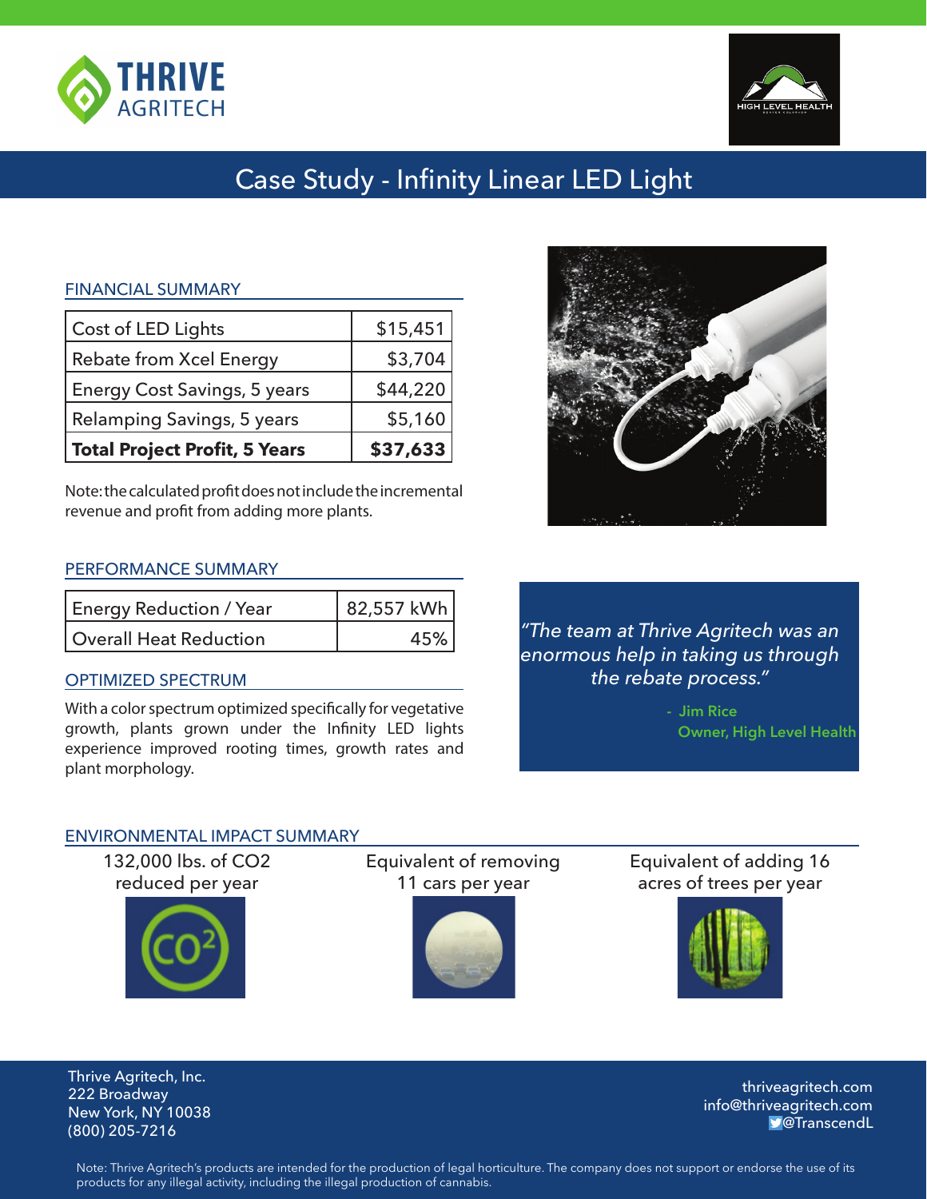THRIVE AGRITECH

HIGH LEVEL HEALTH

# Case Study - Infinity Linear LED Light

## FINANCIAL SUMMARY

| | |
|---|---|
| Cost of LED Lights | $15,451 |
| Rebate from Xcel Energy | $3,704 |
| Energy Cost Savings, 5 years | $44,220 |
| Relamping Savings, 5 years | $5,160 |
| **Total Project Profit, 5 Years** | **$37,633** |

Note: the calculated profit does not include the incremental revenue and profit from adding more plants.

## PERFORMANCE SUMMARY

| | |
|---|---|
| Energy Reduction / Year | 82,557 kWh |
| Overall Heat Reduction | 45% |

## OPTIMIZED SPECTRUM

With a color spectrum optimized specifically for vegetative growth, plants grown under the Infinity LED lights experience improved rooting times, growth rates and plant morphology.

*"The team at Thrive Agritech was an enormous help in taking us through the rebate process."*

- Jim Rice
  Owner, High Level Health

## ENVIRONMENTAL IMPACT SUMMARY

132,000 lbs. of $CO_2$ reduced per year

Equivalent of removing 11 cars per year

Equivalent of adding 16 acres of trees per year

Thrive Agritech, Inc.
222 Broadway
New York, NY 10038
(800) 205-7216

thriveagritech.com
info@thriveagritech.com
@TranscendL

Note: Thrive Agritech's products are intended for the production of legal horticulture. The company does not support or endorse the use of its products for any illegal activity, including the illegal production of cannabis.